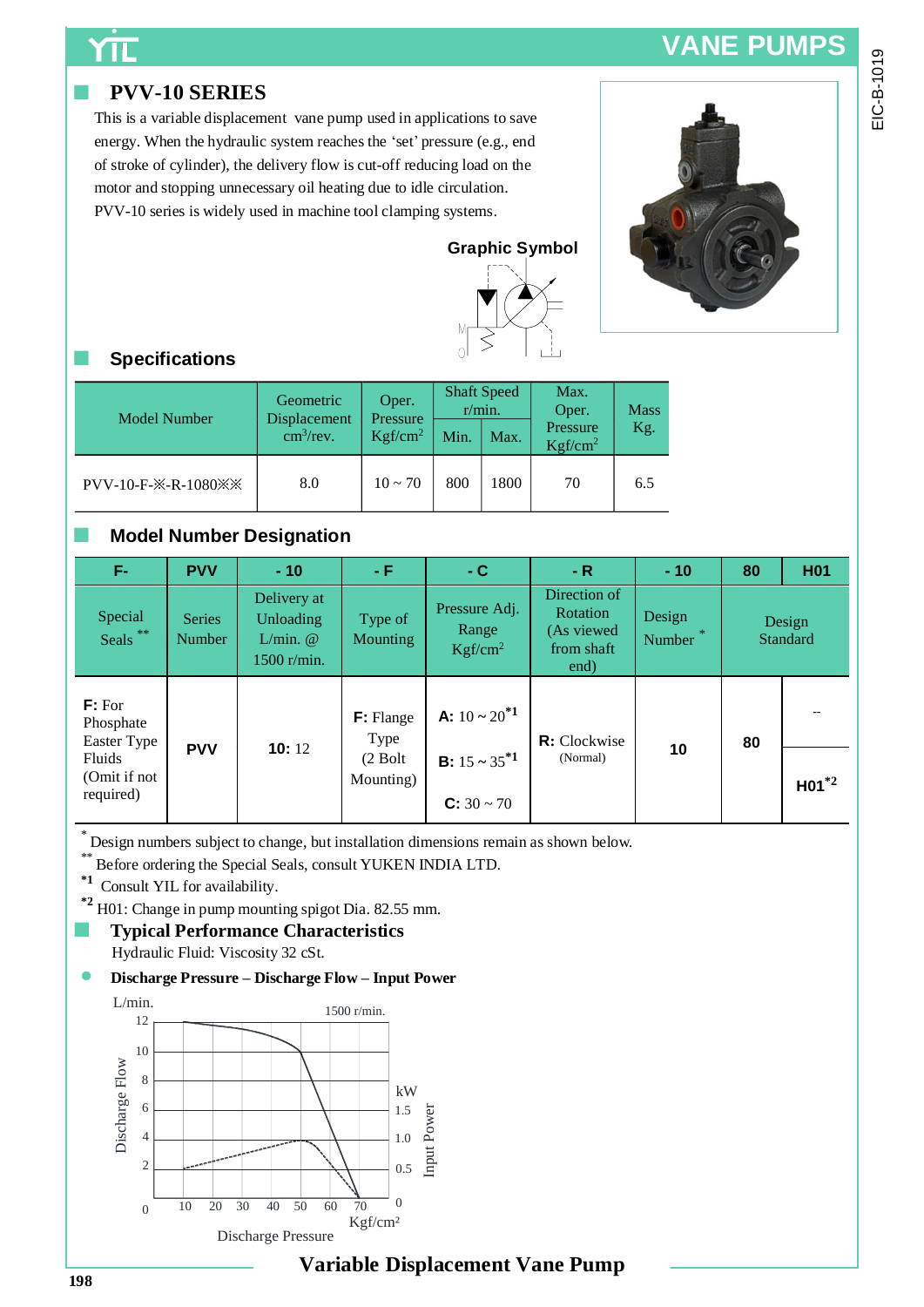## VANE PUMPS

## PVV-10 SERIES

This is a variable displacement vane pump used in applications to save energy. When the hydraulic system reaches the 'set' pressure (e.g., end of stroke of cylinder), the delivery flow is cut-off reducing load on the motor and stopping unnecessary oil heating due to idle circulation. PVV-10 series is widely used in machine tool clamping systems.

**Graphic Symbol**

## Specifications

| Model Number | Geometric Displacement $cm^3$/rev. | Oper. Pressure $Kgf/cm^2$ | Shaft Speed r/min. | | Max. Oper. Pressure $Kgf/cm^2$ | Mass Kg. |
|---|---|---|---|---|---|---|
| | | | Min. | Max. | | |
| PVV-10-F-※-R-1080※※ | 8.0 | 10 ~ 70 | 800 | 1800 | 70 | 6.5 |

## Model Number Designation

| F- | PVV | - 10 | - F | - C | - R | - 10 | 80 | H01 |
|---|---|---|---|---|---|---|---|---|
| Special Seals ** | Series Number | Delivery at Unloading L/min. @ 1500 r/min. | Type of Mounting | Pressure Adj. Range $Kgf/cm^2$ | Direction of Rotation (As viewed from shaft end) | Design Number * | Design Standard | |
| **F:** For Phosphate Easter Type Fluids (Omit if not required) | **PVV** | **10:** 12 | **F:** Flange Type (2 Bolt Mounting) | **A:** 10 ~ 20 *1<br>**B:** 15 ~ 35 *1<br>**C:** 30 ~ 70 | **R:** Clockwise (Normal) | **10** | **80** | --<br>**H01** *2 |

* Design numbers subject to change, but installation dimensions remain as shown below.
** Before ordering the Special Seals, consult YUKEN INDIA LTD.
*1 Consult YIL for availability.
*2 H01: Change in pump mounting spigot Dia. 82.55 mm.

## Typical Performance Characteristics

Hydraulic Fluid: Viscosity 32 cSt.

- **Discharge Pressure – Discharge Flow – Input Power**

L/min.
1500 r/min.
Discharge Flow
12
10
8
6
4
2
0
kW
1.5
1.0
0.5
0
Input Power
10 20 30 40 50 60 70
Kgf/cm²
Discharge Pressure

**Variable Displacement Vane Pump**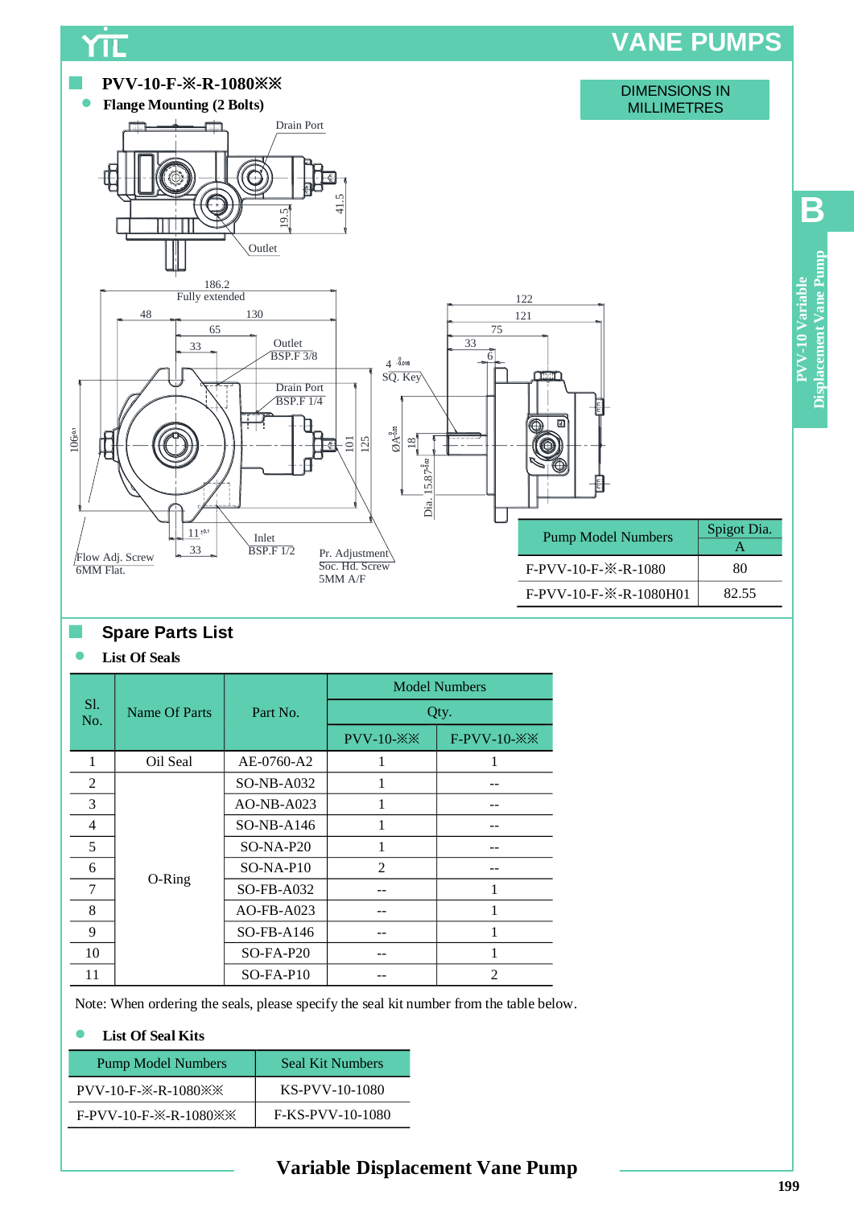# VANE PUMPS

## PVV-10-F-※-R-1080※※

- **Flange Mounting (2 Bolts)**

DIMENSIONS IN MILLIMETRES

Drain Port
19.5
41.5
Outlet
186.2
Fully extended
48
130
65
33
Outlet
BSP.F 3/8
Drain Port
BSP.F 1/4
106
101
125
11
33
Inlet
BSP.F 1/2
Flow Adj. Screw
6MM Flat.
Pr. Adjustment
Soc. Hd. Screw
5MM A/F
4
SQ. Key
ØA
18
Dia. 15.87
122
121
75
33
6

| Pump Model Numbers | Spigot Dia. A |
|---|---|
| F-PVV-10-F-※-R-1080 | 80 |
| F-PVV-10-F-※-R-1080H01 | 82.55 |

## Spare Parts List

- **List Of Seals**

| Sl. No. | Name Of Parts | Part No. | Model Numbers Qty. | |
|---|---|---|---|---|
| | | | PVV-10-※※ | F-PVV-10-※※ |
| 1 | Oil Seal | AE-0760-A2 | 1 | 1 |
| 2 | O-Ring | SO-NB-A032 | 1 | -- |
| 3 | | AO-NB-A023 | 1 | -- |
| 4 | | SO-NB-A146 | 1 | -- |
| 5 | | SO-NA-P20 | 1 | -- |
| 6 | | SO-NA-P10 | 2 | -- |
| 7 | | SO-FB-A032 | -- | 1 |
| 8 | | AO-FB-A023 | -- | 1 |
| 9 | | SO-FB-A146 | -- | 1 |
| 10 | | SO-FA-P20 | -- | 1 |
| 11 | | SO-FA-P10 | -- | 2 |

Note: When ordering the seals, please specify the seal kit number from the table below.

- **List Of Seal Kits**

| Pump Model Numbers | Seal Kit Numbers |
|---|---|
| PVV-10-F-※-R-1080※※ | KS-PVV-10-1080 |
| F-PVV-10-F-※-R-1080※※ | F-KS-PVV-10-1080 |

**Variable Displacement Vane Pump**